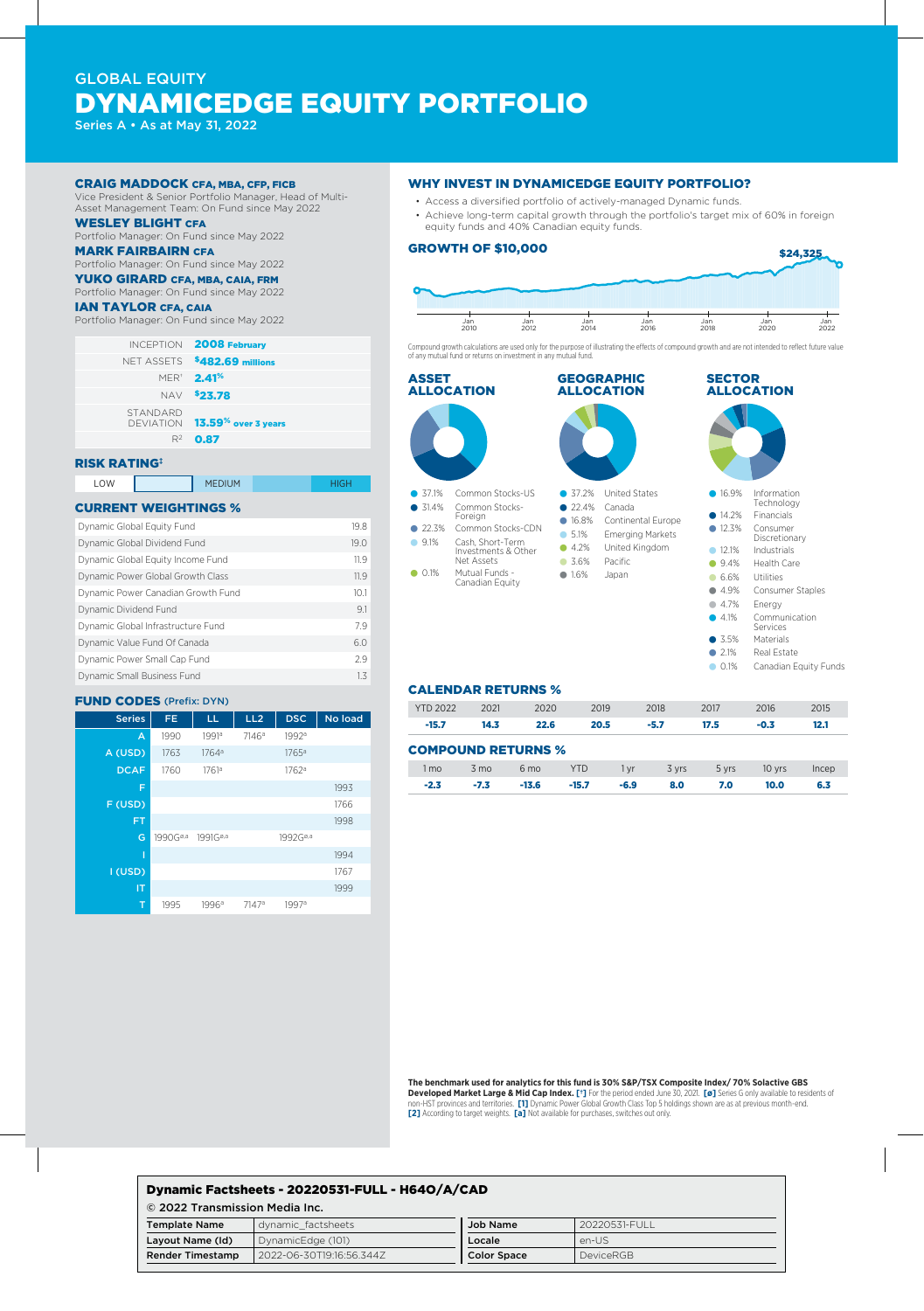# GLOBAL EQUITY

# DYNAMICEDGE EQUITY PORTFOLIO

Series A • As at May 31, 2022

**CRAIG MADDOCK** CFA, MBA, CFP, FICB
Vice President & Senior Portfolio Manager, Head of Multi-Asset Management Team: On Fund since May 2022

**WESLEY BLIGHT** CFA
Portfolio Manager: On Fund since May 2022

**MARK FAIRBAIRN** CFA
Portfolio Manager: On Fund since May 2022

**YUKO GIRARD** CFA, MBA, CAIA, FRM
Portfolio Manager: On Fund since May 2022

**IAN TAYLOR** CFA, CAIA
Portfolio Manager: On Fund since May 2022

| | |
|---|---|
| INCEPTION | **2008 February** |
| NET ASSETS | **$482.69 millions** |
| MER[1] | **2.41%** |
| NAV | **$23.78** |
| STANDARD DEVIATION | **13.59% over 3 years** |
| $R^2$ | **0.87** |

## RISK RATING‡

LOW | | MEDIUM | | HIGH

## CURRENT WEIGHTINGS %

| Fund | % |
|---|---|
| Dynamic Global Equity Fund | 19.8 |
| Dynamic Global Dividend Fund | 19.0 |
| Dynamic Global Equity Income Fund | 11.9 |
| Dynamic Power Global Growth Class | 11.9 |
| Dynamic Power Canadian Growth Fund | 10.1 |
| Dynamic Dividend Fund | 9.1 |
| Dynamic Global Infrastructure Fund | 7.9 |
| Dynamic Value Fund Of Canada | 6.0 |
| Dynamic Power Small Cap Fund | 2.9 |
| Dynamic Small Business Fund | 1.3 |

## FUND CODES (Prefix: DYN)

| Series | FE | LL | LL2 | DSC | No load |
|---|---|---|---|---|---|
| A | 1990 | 1991[a] | 7146[a] | 1992[a] | |
| A (USD) | 1763 | 1764[a] | | 1765[a] | |
| DCAF | 1760 | 1761[a] | | 1762[a] | |
| F | | | | | 1993 |
| F (USD) | | | | | 1766 |
| FT | | | | | 1998 |
| G | 1990G[ø,a] | 1991G[ø,a] | | 1992G[ø,a] | |
| I | | | | | 1994 |
| I (USD) | | | | | 1767 |
| IT | | | | | 1999 |
| T | 1995 | 1996[a] | 7147[a] | 1997[a] | |

## WHY INVEST IN DYNAMICEDGE EQUITY PORTFOLIO?

- Access a diversified portfolio of actively-managed Dynamic funds.
- Achieve long-term capital growth through the portfolio's target mix of 60% in foreign equity funds and 40% Canadian equity funds.

## GROWTH OF $10,000

$24,325

Jan 2010 | Jan 2012 | Jan 2014 | Jan 2016 | Jan 2018 | Jan 2020 | Jan 2022

Compound growth calculations are used only for the purpose of illustrating the effects of compound growth and are not intended to reflect future value of any mutual fund or returns on investment in any mutual fund.

## ASSET ALLOCATION

| % | Asset |
|---|---|
| 37.1% | Common Stocks-US |
| 31.4% | Common Stocks-Foreign |
| 22.3% | Common Stocks-CDN |
| 9.1% | Cash, Short-Term Investments & Other Net Assets |
| 0.1% | Mutual Funds - Canadian Equity |

## GEOGRAPHIC ALLOCATION

| % | Region |
|---|---|
| 37.2% | United States |
| 22.4% | Canada |
| 16.8% | Continental Europe |
| 5.1% | Emerging Markets |
| 4.2% | United Kingdom |
| 3.6% | Pacific |
| 1.6% | Japan |

## SECTOR ALLOCATION

| % | Sector |
|---|---|
| 16.9% | Information Technology |
| 14.2% | Financials |
| 12.3% | Consumer Discretionary |
| 12.1% | Industrials |
| 9.4% | Health Care |
| 6.6% | Utilities |
| 4.9% | Consumer Staples |
| 4.7% | Energy |
| 4.1% | Communication Services |
| 3.5% | Materials |
| 2.1% | Real Estate |
| 0.1% | Canadian Equity Funds |

## CALENDAR RETURNS %

| YTD 2022 | 2021 | 2020 | 2019 | 2018 | 2017 | 2016 | 2015 |
|---|---|---|---|---|---|---|---|
| **-15.7** | **14.3** | **22.6** | **20.5** | **-5.7** | **17.5** | **-0.3** | **12.1** |

## COMPOUND RETURNS %

| 1 mo | 3 mo | 6 mo | YTD | 1 yr | 3 yrs | 5 yrs | 10 yrs | Incep |
|---|---|---|---|---|---|---|---|---|
| **-2.3** | **-7.3** | **-13.6** | **-15.7** | **-6.9** | **8.0** | **7.0** | **10.0** | **6.3** |

**The benchmark used for analytics for this fund is 30% S&P/TSX Composite Index/ 70% Solactive GBS Developed Market Large & Mid Cap Index.** **[‡]** For the period ended June 30, 2021. **[ø]** Series G only available to residents of non-HST provinces and territories. **[1]** Dynamic Power Global Growth Class Top 5 holdings shown are as at previous month-end. **[2]** According to target weights. **[a]** Not available for purchases, switches out only.

**Dynamic Factsheets - 20220531-FULL - H640/A/CAD**

© 2022 Transmission Media Inc.

| | | | |
|---|---|---|---|
| **Template Name** | dynamic_factsheets | **Job Name** | 20220531-FULL |
| **Layout Name (Id)** | DynamicEdge (101) | **Locale** | en-US |
| **Render Timestamp** | 2022-06-30T19:16:56.344Z | **Color Space** | DeviceRGB |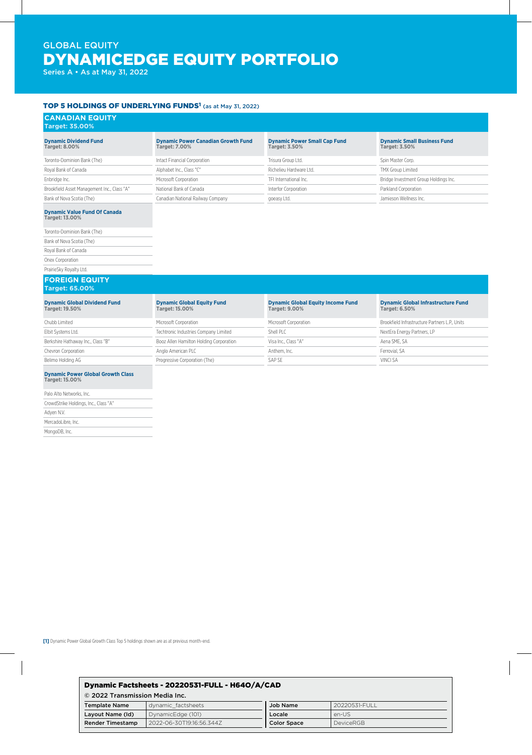GLOBAL EQUITY

# DYNAMICEDGE EQUITY PORTFOLIO

Series A • As at May 31, 2022

## TOP 5 HOLDINGS OF UNDERLYING FUNDS[1] (as at May 31, 2022)

### CANADIAN EQUITY
**Target: 35.00%**

| Dynamic Dividend Fund Target: 8.00% | Dynamic Power Canadian Growth Fund Target: 7.00% | Dynamic Power Small Cap Fund Target: 3.50% | Dynamic Small Business Fund Target: 3.50% |
|---|---|---|---|
| Toronto-Dominion Bank (The) | Intact Financial Corporation | Trisura Group Ltd. | Spin Master Corp. |
| Royal Bank of Canada | Alphabet Inc., Class "C" | Richelieu Hardware Ltd. | TMX Group Limited |
| Enbridge Inc. | Microsoft Corporation | TFI International Inc. | Bridge Investment Group Holdings Inc. |
| Brookfield Asset Management Inc., Class "A" | National Bank of Canada | Interfor Corporation | Parkland Corporation |
| Bank of Nova Scotia (The) | Canadian National Railway Company | goeasy Ltd. | Jamieson Wellness Inc. |

| Dynamic Value Fund Of Canada Target: 13.00% |
|---|
| Toronto-Dominion Bank (The) |
| Bank of Nova Scotia (The) |
| Royal Bank of Canada |
| Onex Corporation |
| PrairieSky Royalty Ltd. |

### FOREIGN EQUITY
**Target: 65.00%**

| Dynamic Global Dividend Fund Target: 19.50% | Dynamic Global Equity Fund Target: 15.00% | Dynamic Global Equity Income Fund Target: 9.00% | Dynamic Global Infrastructure Fund Target: 6.50% |
|---|---|---|---|
| Chubb Limited | Microsoft Corporation | Microsoft Corporation | Brookfield Infrastructure Partners L.P., Units |
| Elbit Systems Ltd. | Techtronic Industries Company Limited | Shell PLC | NextEra Energy Partners, LP |
| Berkshire Hathaway Inc., Class "B" | Booz Allen Hamilton Holding Corporation | Visa Inc., Class "A" | Aena SME, SA |
| Chevron Corporation | Anglo American PLC | Anthem, Inc. | Ferrovial, SA |
| Belimo Holding AG | Progressive Corporation (The) | SAP SE | VINCI SA |

| Dynamic Power Global Growth Class Target: 15.00% |
|---|
| Palo Alto Networks, Inc. |
| CrowdStrike Holdings, Inc., Class "A" |
| Adyen N.V. |
| MercadoLibre, Inc. |
| MongoDB, Inc. |

[1] Dynamic Power Global Growth Class Top 5 holdings shown are as at previous month-end.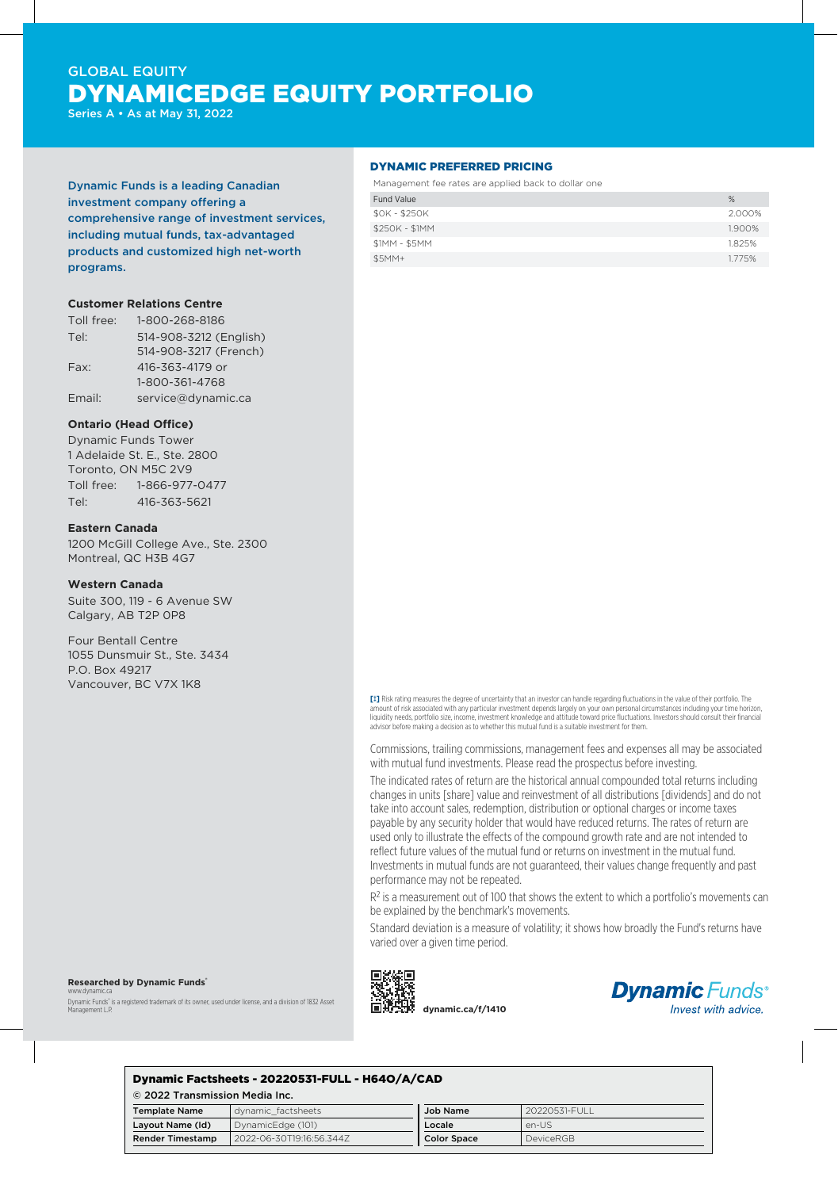GLOBAL EQUITY

# DYNAMICEDGE EQUITY PORTFOLIO

Series A • As at May 31, 2022

**Dynamic Funds is a leading Canadian investment company offering a comprehensive range of investment services, including mutual funds, tax-advantaged products and customized high net-worth programs.**

### Customer Relations Centre

Toll free: 1-800-268-8186
Tel: 514-908-3212 (English)
514-908-3217 (French)
Fax: 416-363-4179 or
1-800-361-4768
Email: service@dynamic.ca

### Ontario (Head Office)

Dynamic Funds Tower
1 Adelaide St. E., Ste. 2800
Toronto, ON M5C 2V9
Toll free: 1-866-977-0477
Tel: 416-363-5621

### Eastern Canada

1200 McGill College Ave., Ste. 2300
Montreal, QC H3B 4G7

### Western Canada

Suite 300, 119 - 6 Avenue SW
Calgary, AB T2P 0P8

Four Bentall Centre
1055 Dunsmuir St., Ste. 3434
P.O. Box 49217
Vancouver, BC V7X 1K8

## DYNAMIC PREFERRED PRICING

Management fee rates are applied back to dollar one

| Fund Value | % |
|---|---|
| $0K - $250K | 2.000% |
| $250K - $1MM | 1.900% |
| $1MM - $5MM | 1.825% |
| $5MM+ | 1.775% |

[‡] Risk rating measures the degree of uncertainty that an investor can handle regarding fluctuations in the value of their portfolio. The amount of risk associated with any particular investment depends largely on your own personal circumstances including your time horizon, liquidity needs, portfolio size, income, investment knowledge and attitude toward price fluctuations. Investors should consult their financial advisor before making a decision as to whether this mutual fund is a suitable investment for them.

Commissions, trailing commissions, management fees and expenses all may be associated with mutual fund investments. Please read the prospectus before investing.

The indicated rates of return are the historical annual compounded total returns including changes in units [share] value and reinvestment of all distributions [dividends] and do not take into account sales, redemption, distribution or optional charges or income taxes payable by any security holder that would have reduced returns. The rates of return are used only to illustrate the effects of the compound growth rate and are not intended to reflect future values of the mutual fund or returns on investment in the mutual fund. Investments in mutual funds are not guaranteed, their values change frequently and past performance may not be repeated.

$R^2$ is a measurement out of 100 that shows the extent to which a portfolio's movements can be explained by the benchmark's movements.

Standard deviation is a measure of volatility; it shows how broadly the Fund's returns have varied over a given time period.

**Researched by Dynamic Funds®**
www.dynamic.ca
Dynamic Funds® is a registered trademark of its owner, used under license, and a division of 1832 Asset Management L.P.

dynamic.ca/f/1410

Dynamic Funds®
*Invest with advice.*

**Dynamic Factsheets - 20220531-FULL - H640/A/CAD**
© 2022 Transmission Media Inc.

| | | | |
|---|---|---|---|
| **Template Name** | dynamic_factsheets | **Job Name** | 20220531-FULL |
| **Layout Name (Id)** | DynamicEdge (101) | **Locale** | en-US |
| **Render Timestamp** | 2022-06-30T19:16:56.344Z | **Color Space** | DeviceRGB |